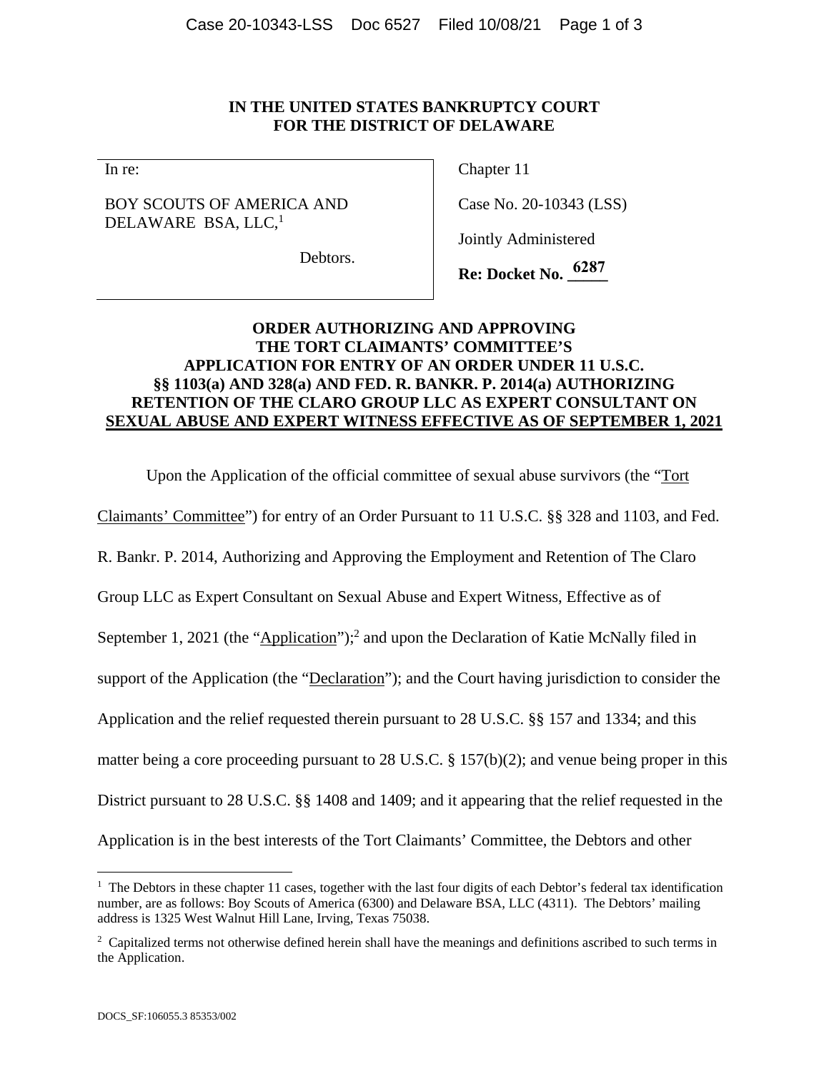# IN THE UNITED STATES BANKRUPTCY COURT FOR THE DISTRICT OF DELAWARE

| In re: | Chapter 11 |
|---|---|
| BOY SCOUTS OF AMERICA AND DELAWARE BSA, LLC,[1] | Case No. 20-10343 (LSS) |
| Debtors. | Jointly Administered |
| | **Re: Docket No. 6287** |

## ORDER AUTHORIZING AND APPROVING THE TORT CLAIMANTS' COMMITTEE'S APPLICATION FOR ENTRY OF AN ORDER UNDER 11 U.S.C. §§ 1103(a) AND 328(a) AND FED. R. BANKR. P. 2014(a) AUTHORIZING RETENTION OF THE CLARO GROUP LLC AS EXPERT CONSULTANT ON SEXUAL ABUSE AND EXPERT WITNESS EFFECTIVE AS OF SEPTEMBER 1, 2021

Upon the Application of the official committee of sexual abuse survivors (the "Tort Claimants' Committee") for entry of an Order Pursuant to 11 U.S.C. §§ 328 and 1103, and Fed. R. Bankr. P. 2014, Authorizing and Approving the Employment and Retention of The Claro Group LLC as Expert Consultant on Sexual Abuse and Expert Witness, Effective as of September 1, 2021 (the "Application");[2] and upon the Declaration of Katie McNally filed in support of the Application (the "Declaration"); and the Court having jurisdiction to consider the Application and the relief requested therein pursuant to 28 U.S.C. §§ 157 and 1334; and this matter being a core proceeding pursuant to 28 U.S.C. § 157(b)(2); and venue being proper in this District pursuant to 28 U.S.C. §§ 1408 and 1409; and it appearing that the relief requested in the Application is in the best interests of the Tort Claimants' Committee, the Debtors and other

---

[1] The Debtors in these chapter 11 cases, together with the last four digits of each Debtor's federal tax identification number, are as follows: Boy Scouts of America (6300) and Delaware BSA, LLC (4311). The Debtors' mailing address is 1325 West Walnut Hill Lane, Irving, Texas 75038.

[2] Capitalized terms not otherwise defined herein shall have the meanings and definitions ascribed to such terms in the Application.

DOCS_SF:106055.3 85353/002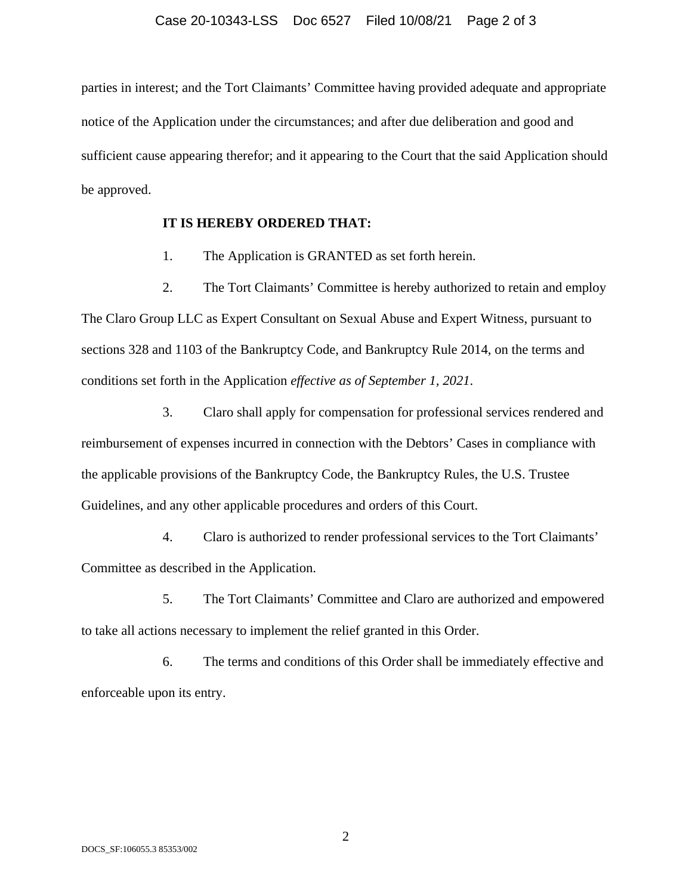parties in interest; and the Tort Claimants' Committee having provided adequate and appropriate notice of the Application under the circumstances; and after due deliberation and good and sufficient cause appearing therefor; and it appearing to the Court that the said Application should be approved.

**IT IS HEREBY ORDERED THAT:**

1. The Application is GRANTED as set forth herein.

2. The Tort Claimants' Committee is hereby authorized to retain and employ The Claro Group LLC as Expert Consultant on Sexual Abuse and Expert Witness, pursuant to sections 328 and 1103 of the Bankruptcy Code, and Bankruptcy Rule 2014, on the terms and conditions set forth in the Application *effective as of September 1, 2021*.

3. Claro shall apply for compensation for professional services rendered and reimbursement of expenses incurred in connection with the Debtors' Cases in compliance with the applicable provisions of the Bankruptcy Code, the Bankruptcy Rules, the U.S. Trustee Guidelines, and any other applicable procedures and orders of this Court.

4. Claro is authorized to render professional services to the Tort Claimants' Committee as described in the Application.

5. The Tort Claimants' Committee and Claro are authorized and empowered to take all actions necessary to implement the relief granted in this Order.

6. The terms and conditions of this Order shall be immediately effective and enforceable upon its entry.

DOCS_SF:106055.3 85353/002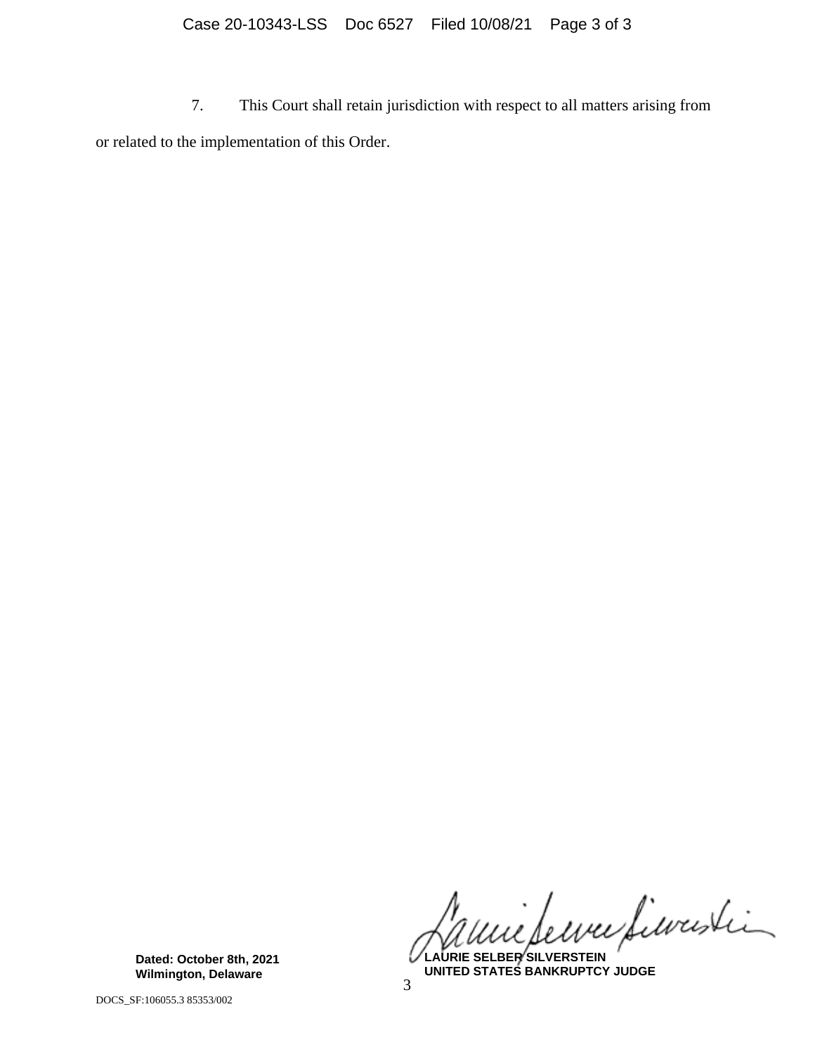7. This Court shall retain jurisdiction with respect to all matters arising from or related to the implementation of this Order.

**Dated: October 8th, 2021**
**Wilmington, Delaware**

**LAURIE SELBER SILVERSTEIN**
**UNITED STATES BANKRUPTCY JUDGE**

DOCS_SF:106055.3 85353/002